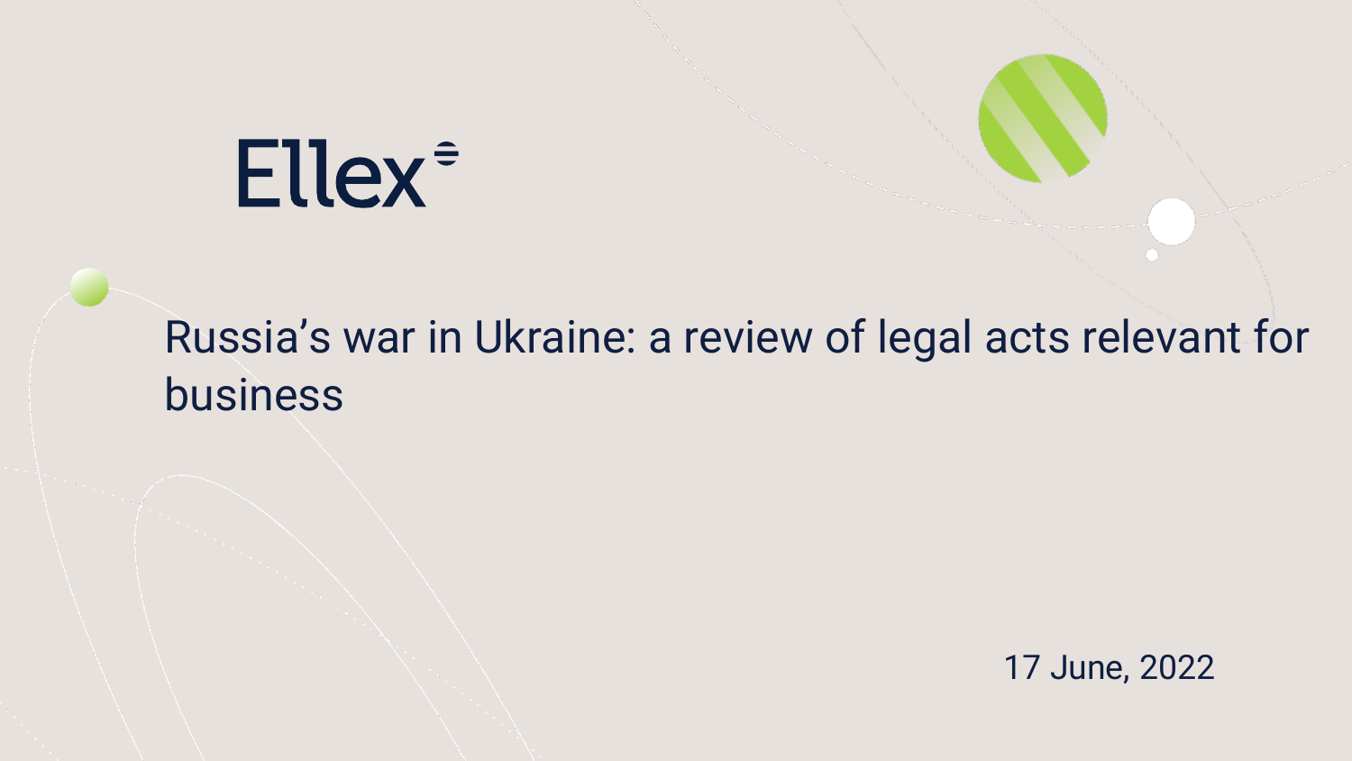Ellex

# Russia’s war in Ukraine: a review of legal acts relevant for business

17 June, 2022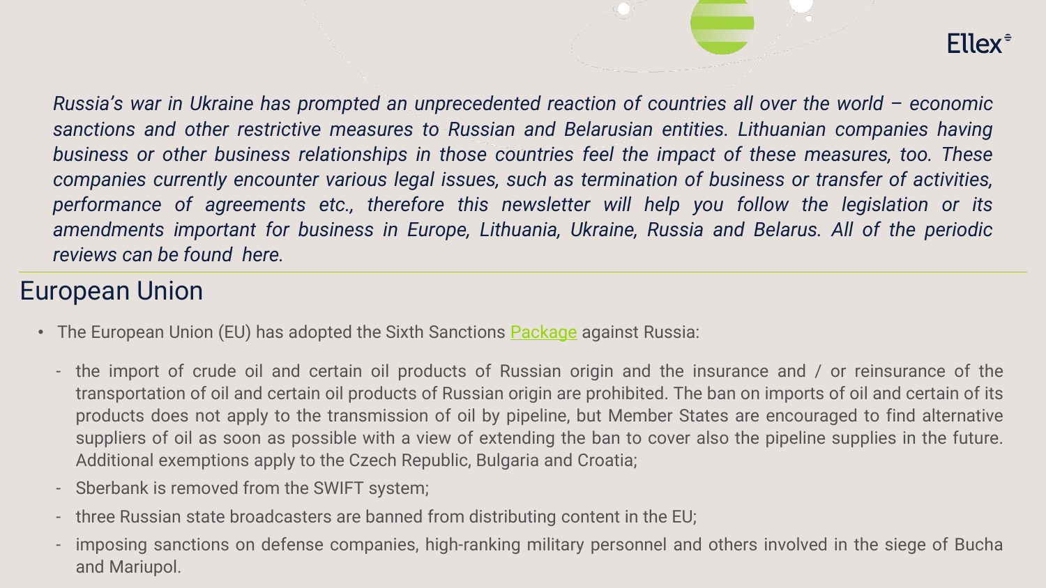*Russia's war in Ukraine has prompted an unprecedented reaction of countries all over the world – economic sanctions and other restrictive measures to Russian and Belarusian entities. Lithuanian companies having business or other business relationships in those countries feel the impact of these measures, too. These companies currently encounter various legal issues, such as termination of business or transfer of activities, performance of agreements etc., therefore this newsletter will help you follow the legislation or its amendments important for business in Europe, Lithuania, Ukraine, Russia and Belarus. All of the periodic reviews can be found here.*

## European Union

- The European Union (EU) has adopted the Sixth Sanctions Package against Russia:
  - the import of crude oil and certain oil products of Russian origin and the insurance and / or reinsurance of the transportation of oil and certain oil products of Russian origin are prohibited. The ban on imports of oil and certain of its products does not apply to the transmission of oil by pipeline, but Member States are encouraged to find alternative suppliers of oil as soon as possible with a view of extending the ban to cover also the pipeline supplies in the future. Additional exemptions apply to the Czech Republic, Bulgaria and Croatia;
  - Sberbank is removed from the SWIFT system;
  - three Russian state broadcasters are banned from distributing content in the EU;
  - imposing sanctions on defense companies, high-ranking military personnel and others involved in the siege of Bucha and Mariupol.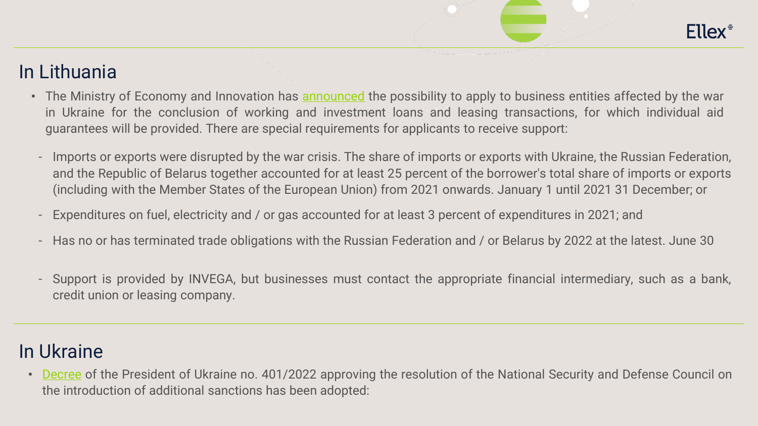## In Lithuania

- The Ministry of Economy and Innovation has announced the possibility to apply to business entities affected by the war in Ukraine for the conclusion of working and investment loans and leasing transactions, for which individual aid guarantees will be provided. There are special requirements for applicants to receive support:
  - Imports or exports were disrupted by the war crisis. The share of imports or exports with Ukraine, the Russian Federation, and the Republic of Belarus together accounted for at least 25 percent of the borrower's total share of imports or exports (including with the Member States of the European Union) from 2021 onwards. January 1 until 2021 31 December; or
  - Expenditures on fuel, electricity and / or gas accounted for at least 3 percent of expenditures in 2021; and
  - Has no or has terminated trade obligations with the Russian Federation and / or Belarus by 2022 at the latest. June 30
  - Support is provided by INVEGA, but businesses must contact the appropriate financial intermediary, such as a bank, credit union or leasing company.

## In Ukraine

- Decree of the President of Ukraine no. 401/2022 approving the resolution of the National Security and Defense Council on the introduction of additional sanctions has been adopted: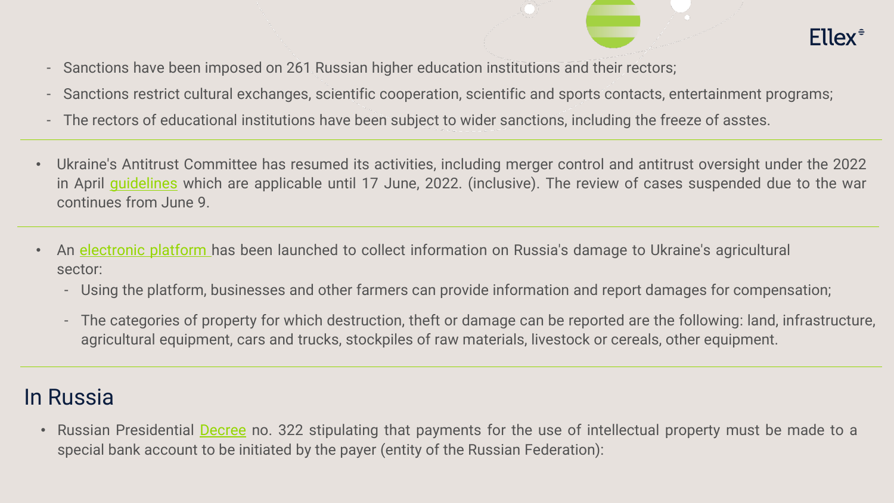- Sanctions have been imposed on 261 Russian higher education institutions and their rectors;
- Sanctions restrict cultural exchanges, scientific cooperation, scientific and sports contacts, entertainment programs;
- The rectors of educational institutions have been subject to wider sanctions, including the freeze of asstes.

---

- Ukraine's Antitrust Committee has resumed its activities, including merger control and antitrust oversight under the 2022 in April guidelines which are applicable until 17 June, 2022. (inclusive). The review of cases suspended due to the war continues from June 9.

---

- An electronic platform has been launched to collect information on Russia's damage to Ukraine's agricultural sector:
  - Using the platform, businesses and other farmers can provide information and report damages for compensation;
  - The categories of property for which destruction, theft or damage can be reported are the following: land, infrastructure, agricultural equipment, cars and trucks, stockpiles of raw materials, livestock or cereals, other equipment.

---

## In Russia

- Russian Presidential Decree no. 322 stipulating that payments for the use of intellectual property must be made to a special bank account to be initiated by the payer (entity of the Russian Federation):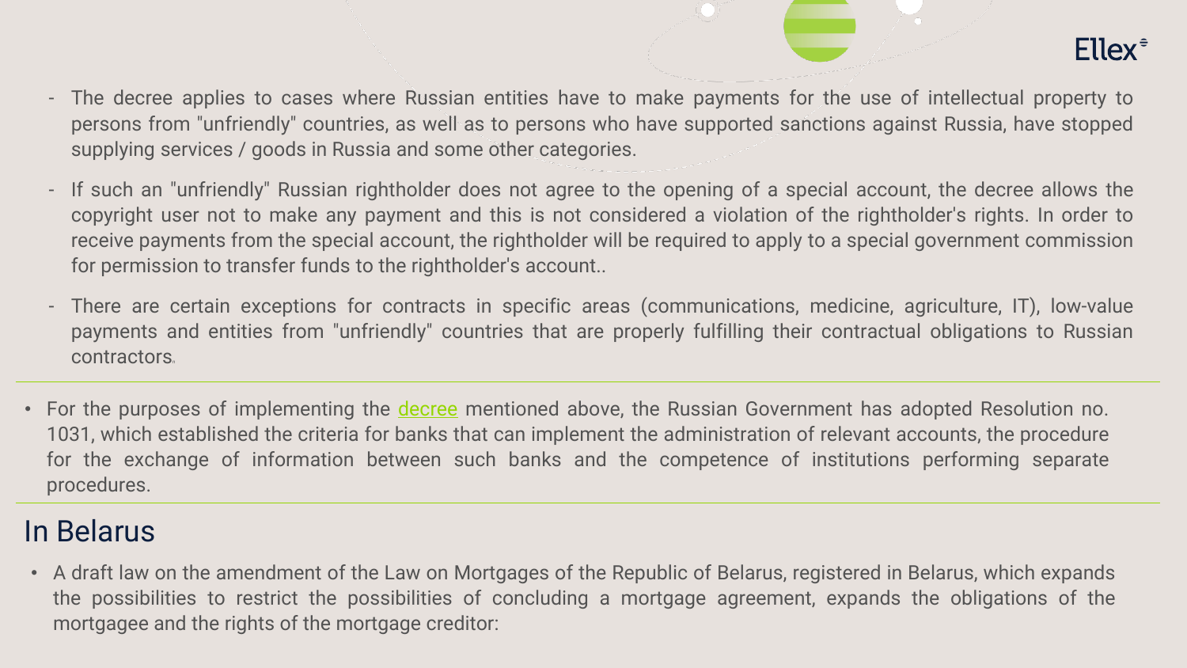- The decree applies to cases where Russian entities have to make payments for the use of intellectual property to persons from "unfriendly" countries, as well as to persons who have supported sanctions against Russia, have stopped supplying services / goods in Russia and some other categories.
- If such an "unfriendly" Russian rightholder does not agree to the opening of a special account, the decree allows the copyright user not to make any payment and this is not considered a violation of the rightholder's rights. In order to receive payments from the special account, the rightholder will be required to apply to a special government commission for permission to transfer funds to the rightholder's account..
- There are certain exceptions for contracts in specific areas (communications, medicine, agriculture, IT), low-value payments and entities from "unfriendly" countries that are properly fulfilling their contractual obligations to Russian contractors.

- For the purposes of implementing the decree mentioned above, the Russian Government has adopted Resolution no. 1031, which established the criteria for banks that can implement the administration of relevant accounts, the procedure for the exchange of information between such banks and the competence of institutions performing separate procedures.

## In Belarus

- A draft law on the amendment of the Law on Mortgages of the Republic of Belarus, registered in Belarus, which expands the possibilities to restrict the possibilities of concluding a mortgage agreement, expands the obligations of the mortgagee and the rights of the mortgage creditor: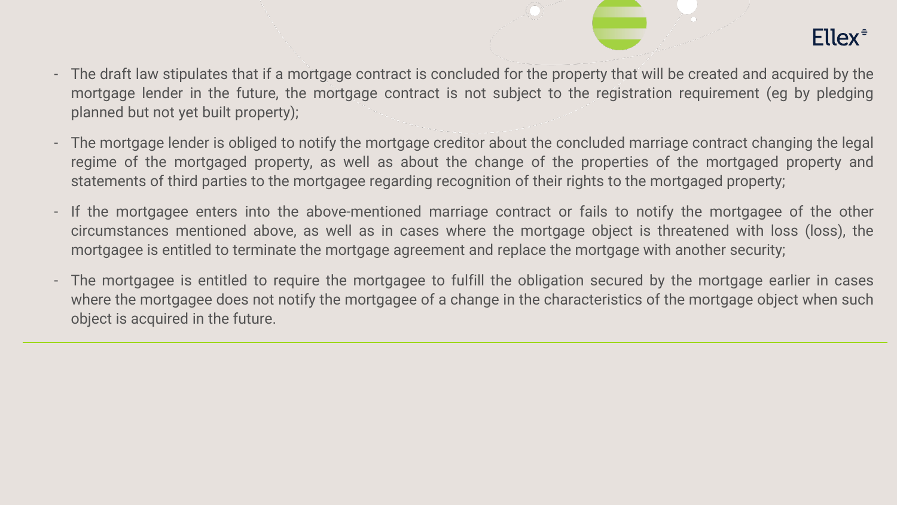- The draft law stipulates that if a mortgage contract is concluded for the property that will be created and acquired by the mortgage lender in the future, the mortgage contract is not subject to the registration requirement (eg by pledging planned but not yet built property);
- The mortgage lender is obliged to notify the mortgage creditor about the concluded marriage contract changing the legal regime of the mortgaged property, as well as about the change of the properties of the mortgaged property and statements of third parties to the mortgagee regarding recognition of their rights to the mortgaged property;
- If the mortgagee enters into the above-mentioned marriage contract or fails to notify the mortgagee of the other circumstances mentioned above, as well as in cases where the mortgage object is threatened with loss (loss), the mortgagee is entitled to terminate the mortgage agreement and replace the mortgage with another security;
- The mortgagee is entitled to require the mortgagee to fulfill the obligation secured by the mortgage earlier in cases where the mortgagee does not notify the mortgagee of a change in the characteristics of the mortgage object when such object is acquired in the future.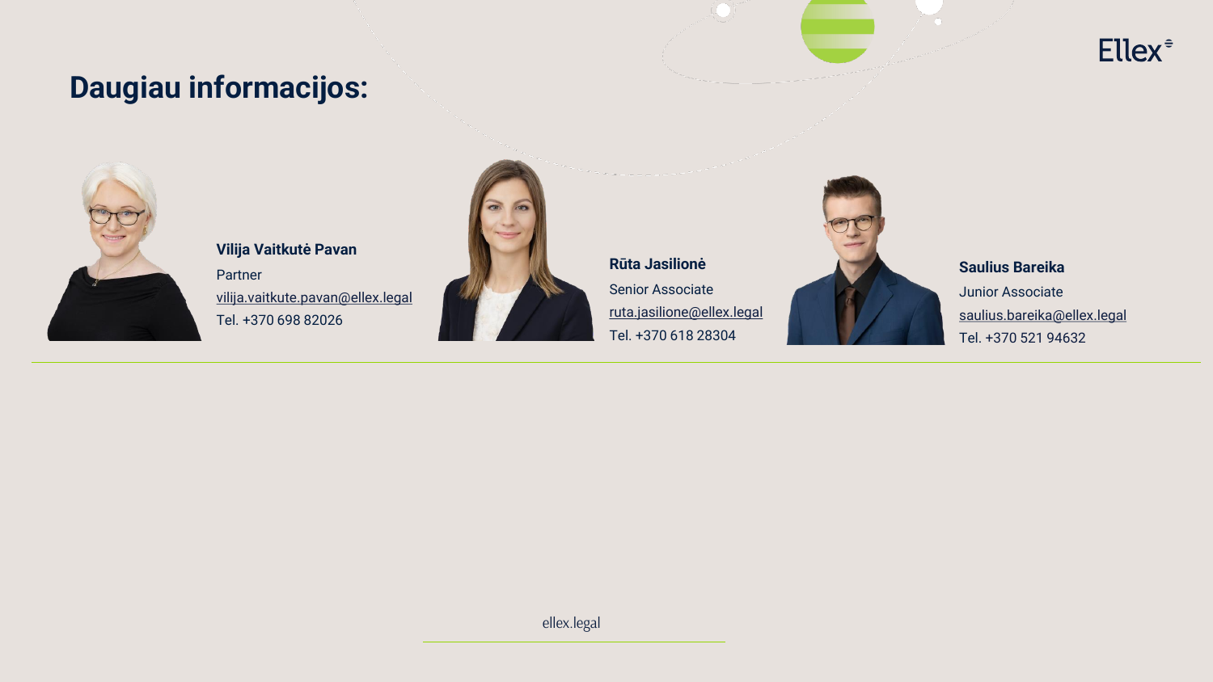# Daugiau informacijos:

**Vilija Vaitkutė Pavan**
Partner
vilija.vaitkute.pavan@ellex.legal
Tel. +370 698 82026

**Rūta Jasilionė**
Senior Associate
ruta.jasilione@ellex.legal
Tel. +370 618 28304

**Saulius Bareika**
Junior Associate
saulius.bareika@ellex.legal
Tel. +370 521 94632

ellex.legal